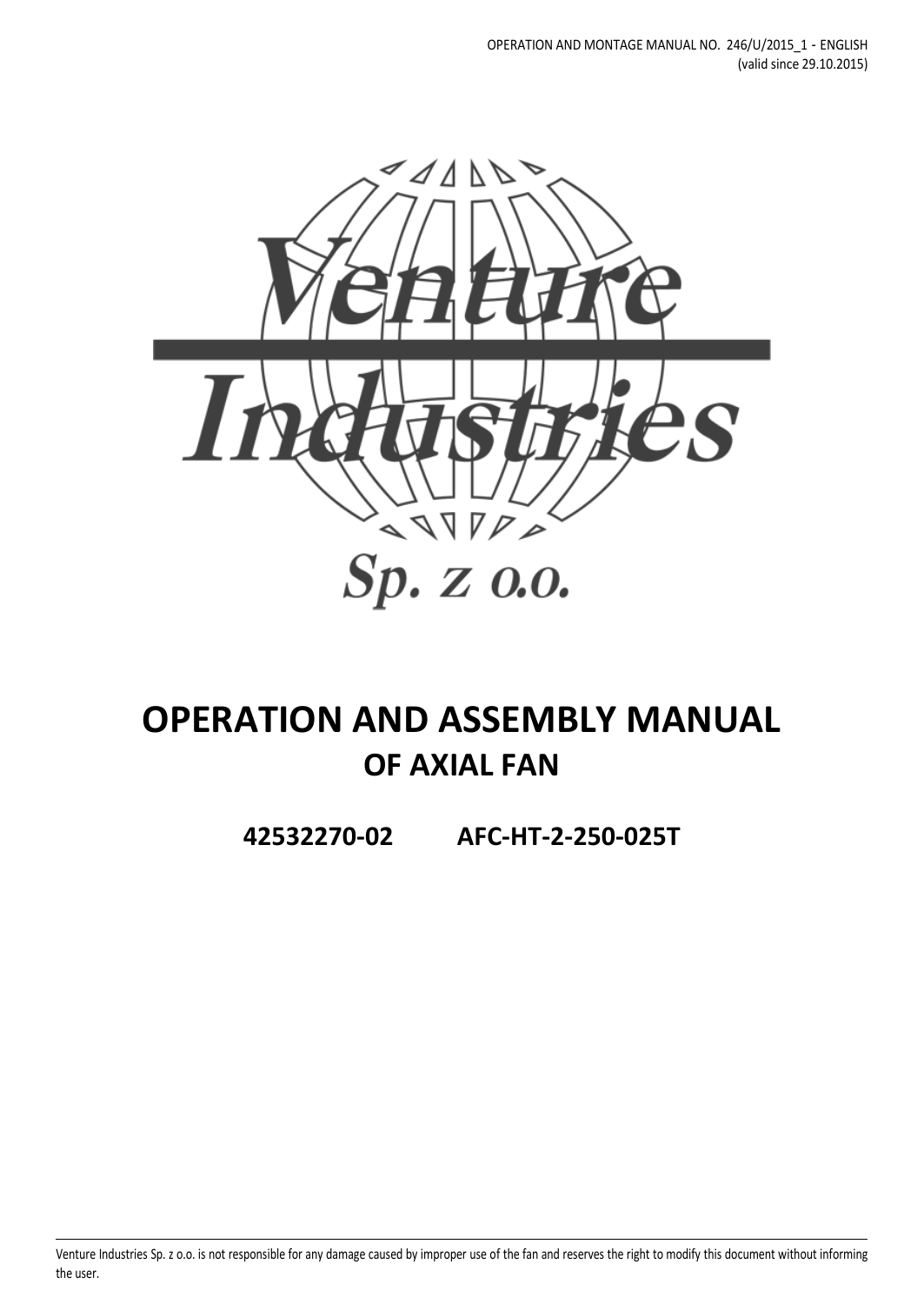OPERATION AND MONTAGE MANUAL NO. 246/U/2015_1 - ENGLISH
(valid since 29.10.2015)

Venture Industries Sp. z o.o.

# OPERATION AND ASSEMBLY MANUAL
## OF AXIAL FAN

**42532270-02 AFC-HT-2-250-025T**

Venture Industries Sp. z o.o. is not responsible for any damage caused by improper use of the fan and reserves the right to modify this document without informing the user.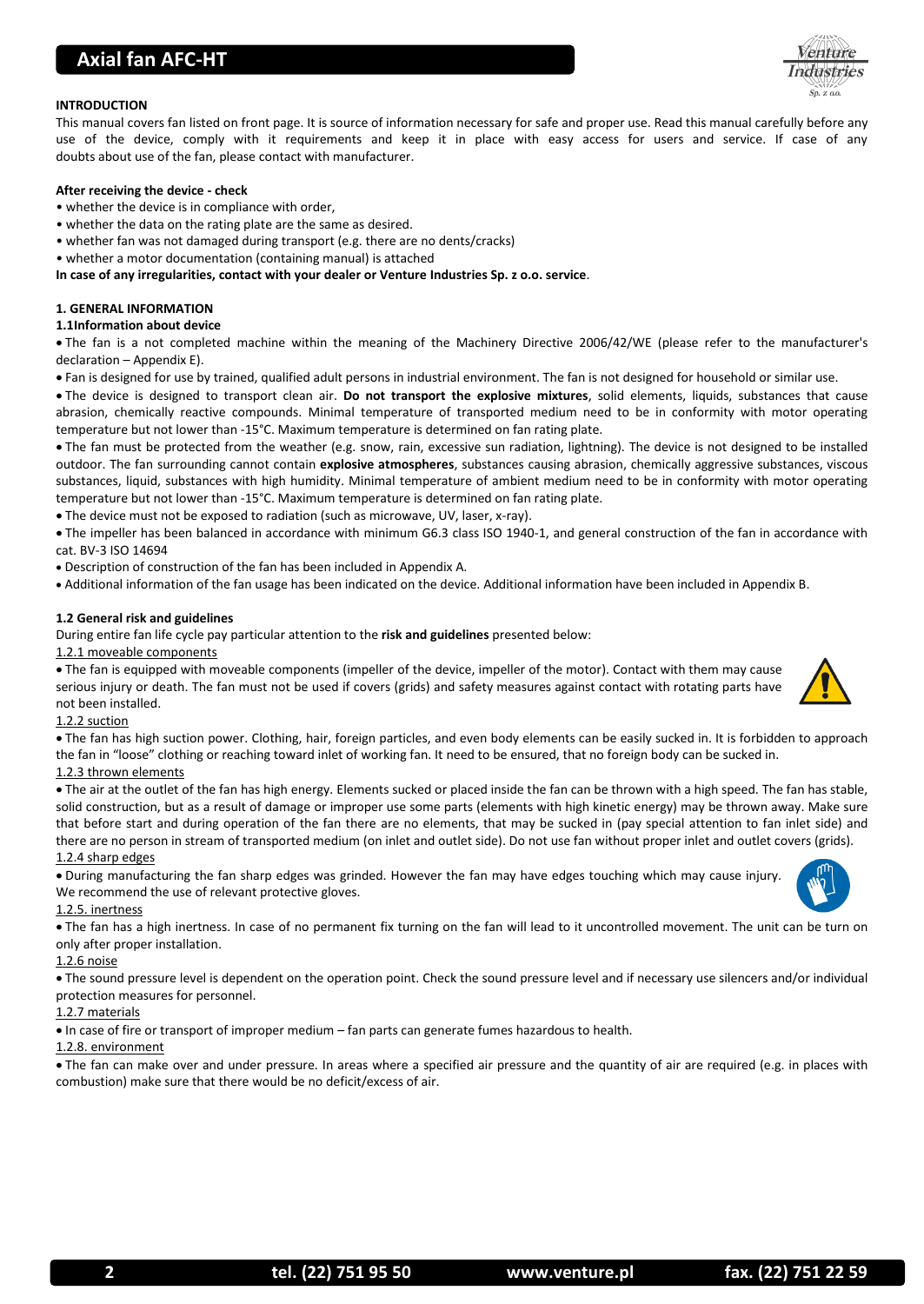# Axial fan AFC-HT

**INTRODUCTION**

This manual covers fan listed on front page. It is source of information necessary for safe and proper use. Read this manual carefully before any use of the device, comply with it requirements and keep it in place with easy access for users and service. If case of any doubts about use of the fan, please contact with manufacturer.

**After receiving the device - check**

- whether the device is in compliance with order,
- whether the data on the rating plate are the same as desired.
- whether fan was not damaged during transport (e.g. there are no dents/cracks)
- whether a motor documentation (containing manual) is attached

**In case of any irregularities, contact with your dealer or Venture Industries Sp. z o.o. service**.

**1. GENERAL INFORMATION**

**1.1Information about device**

- The fan is a not completed machine within the meaning of the Machinery Directive 2006/42/WE (please refer to the manufacturer's declaration – Appendix E).
- Fan is designed for use by trained, qualified adult persons in industrial environment. The fan is not designed for household or similar use.
- The device is designed to transport clean air. **Do not transport the explosive mixtures**, solid elements, liquids, substances that cause abrasion, chemically reactive compounds. Minimal temperature of transported medium need to be in conformity with motor operating temperature but not lower than -15°C. Maximum temperature is determined on fan rating plate.
- The fan must be protected from the weather (e.g. snow, rain, excessive sun radiation, lightning). The device is not designed to be installed outdoor. The fan surrounding cannot contain **explosive atmospheres**, substances causing abrasion, chemically aggressive substances, viscous substances, liquid, substances with high humidity. Minimal temperature of ambient medium need to be in conformity with motor operating temperature but not lower than -15°C. Maximum temperature is determined on fan rating plate.
- The device must not be exposed to radiation (such as microwave, UV, laser, x-ray).
- The impeller has been balanced in accordance with minimum G6.3 class ISO 1940-1, and general construction of the fan in accordance with cat. BV-3 ISO 14694
- Description of construction of the fan has been included in Appendix A.
- Additional information of the fan usage has been indicated on the device. Additional information have been included in Appendix B.

**1.2 General risk and guidelines**

During entire fan life cycle pay particular attention to the **risk and guidelines** presented below:

1.2.1 moveable components

- The fan is equipped with moveable components (impeller of the device, impeller of the motor). Contact with them may cause serious injury or death. The fan must not be used if covers (grids) and safety measures against contact with rotating parts have not been installed.

1.2.2 suction

- The fan has high suction power. Clothing, hair, foreign particles, and even body elements can be easily sucked in. It is forbidden to approach the fan in "loose" clothing or reaching toward inlet of working fan. It need to be ensured, that no foreign body can be sucked in.

1.2.3 thrown elements

- The air at the outlet of the fan has high energy. Elements sucked or placed inside the fan can be thrown with a high speed. The fan has stable, solid construction, but as a result of damage or improper use some parts (elements with high kinetic energy) may be thrown away. Make sure that before start and during operation of the fan there are no elements, that may be sucked in (pay special attention to fan inlet side) and there are no person in stream of transported medium (on inlet and outlet side). Do not use fan without proper inlet and outlet covers (grids).

1.2.4 sharp edges

- During manufacturing the fan sharp edges was grinded. However the fan may have edges touching which may cause injury. We recommend the use of relevant protective gloves.

1.2.5. inertness

- The fan has a high inertness. In case of no permanent fix turning on the fan will lead to it uncontrolled movement. The unit can be turn on only after proper installation.

1.2.6 noise

- The sound pressure level is dependent on the operation point. Check the sound pressure level and if necessary use silencers and/or individual protection measures for personnel.

1.2.7 materials

- In case of fire or transport of improper medium – fan parts can generate fumes hazardous to health.

1.2.8. environment

- The fan can make over and under pressure. In areas where a specified air pressure and the quantity of air are required (e.g. in places with combustion) make sure that there would be no deficit/excess of air.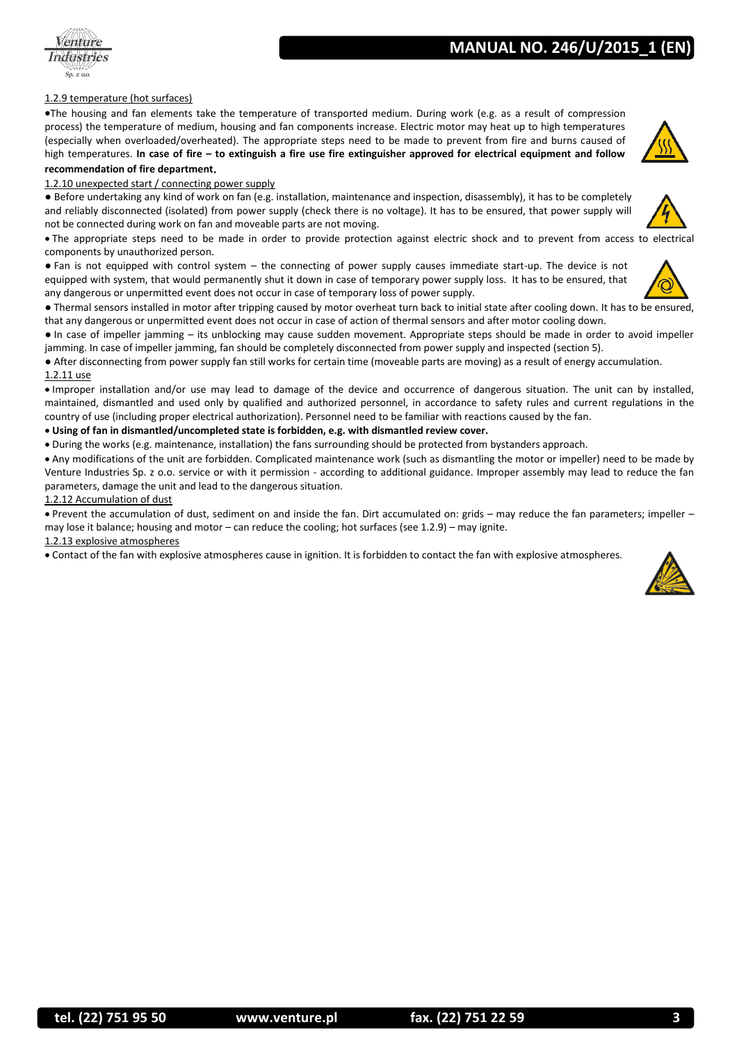1.2.9 temperature (hot surfaces)

- The housing and fan elements take the temperature of transported medium. During work (e.g. as a result of compression process) the temperature of medium, housing and fan components increase. Electric motor may heat up to high temperatures (especially when overloaded/overheated). The appropriate steps need to be made to prevent from fire and burns caused of high temperatures. **In case of fire – to extinguish a fire use fire extinguisher approved for electrical equipment and follow recommendation of fire department.**

1.2.10 unexpected start / connecting power supply

- Before undertaking any kind of work on fan (e.g. installation, maintenance and inspection, disassembly), it has to be completely and reliably disconnected (isolated) from power supply (check there is no voltage). It has to be ensured, that power supply will not be connected during work on fan and moveable parts are not moving.
- The appropriate steps need to be made in order to provide protection against electric shock and to prevent from access to electrical components by unauthorized person.
- Fan is not equipped with control system – the connecting of power supply causes immediate start-up. The device is not equipped with system, that would permanently shut it down in case of temporary power supply loss. It has to be ensured, that any dangerous or unpermitted event does not occur in case of temporary loss of power supply.
- Thermal sensors installed in motor after tripping caused by motor overheat turn back to initial state after cooling down. It has to be ensured, that any dangerous or unpermitted event does not occur in case of action of thermal sensors and after motor cooling down.
- In case of impeller jamming – its unblocking may cause sudden movement. Appropriate steps should be made in order to avoid impeller jamming. In case of impeller jamming, fan should be completely disconnected from power supply and inspected (section 5).
- After disconnecting from power supply fan still works for certain time (moveable parts are moving) as a result of energy accumulation.

1.2.11 use

- Improper installation and/or use may lead to damage of the device and occurrence of dangerous situation. The unit can by installed, maintained, dismantled and used only by qualified and authorized personnel, in accordance to safety rules and current regulations in the country of use (including proper electrical authorization). Personnel need to be familiar with reactions caused by the fan.
- **Using of fan in dismantled/uncompleted state is forbidden, e.g. with dismantled review cover.**
- During the works (e.g. maintenance, installation) the fans surrounding should be protected from bystanders approach.
- Any modifications of the unit are forbidden. Complicated maintenance work (such as dismantling the motor or impeller) need to be made by Venture Industries Sp. z o.o. service or with it permission - according to additional guidance. Improper assembly may lead to reduce the fan parameters, damage the unit and lead to the dangerous situation.

1.2.12 Accumulation of dust

- Prevent the accumulation of dust, sediment on and inside the fan. Dirt accumulated on: grids – may reduce the fan parameters; impeller – may lose it balance; housing and motor – can reduce the cooling; hot surfaces (see 1.2.9) – may ignite.

1.2.13 explosive atmospheres

- Contact of the fan with explosive atmospheres cause in ignition. It is forbidden to contact the fan with explosive atmospheres.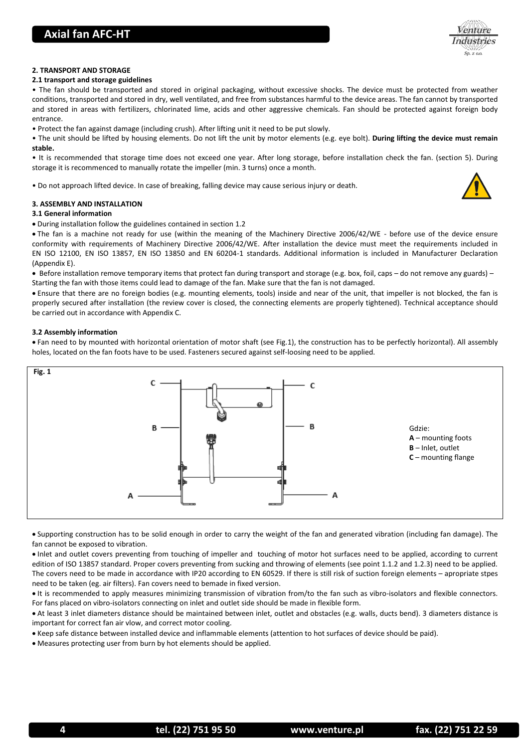## 2. TRANSPORT AND STORAGE

### 2.1 transport and storage guidelines

• The fan should be transported and stored in original packaging, without excessive shocks. The device must be protected from weather conditions, transported and stored in dry, well ventilated, and free from substances harmful to the device areas. The fan cannot by transported and stored in areas with fertilizers, chlorinated lime, acids and other aggressive chemicals. Fan should be protected against foreign body entrance.

• Protect the fan against damage (including crush). After lifting unit it need to be put slowly.

• The unit should be lifted by housing elements. Do not lift the unit by motor elements (e.g. eye bolt). **During lifting the device must remain stable.**

• It is recommended that storage time does not exceed one year. After long storage, before installation check the fan. (section 5). During storage it is recommenced to manually rotate the impeller (min. 3 turns) once a month.

• Do not approach lifted device. In case of breaking, falling device may cause serious injury or death.

## 3. ASSEMBLY AND INSTALLATION

### 3.1 General information

- During installation follow the guidelines contained in section 1.2
- The fan is a machine not ready for use (within the meaning of the Machinery Directive 2006/42/WE - before use of the device ensure conformity with requirements of Machinery Directive 2006/42/WE. After installation the device must meet the requirements included in EN ISO 12100, EN ISO 13857, EN ISO 13850 and EN 60204-1 standards. Additional information is included in Manufacturer Declaration (Appendix E).
- Before installation remove temporary items that protect fan during transport and storage (e.g. box, foil, caps – do not remove any guards) – Starting the fan with those items could lead to damage of the fan. Make sure that the fan is not damaged.
- Ensure that there are no foreign bodies (e.g. mounting elements, tools) inside and near of the unit, that impeller is not blocked, the fan is properly secured after installation (the review cover is closed, the connecting elements are properly tightened). Technical acceptance should be carried out in accordance with Appendix C.

### 3.2 Assembly information

- Fan need to by mounted with horizontal orientation of motor shaft (see Fig.1), the construction has to be perfectly horizontal). All assembly holes, located on the fan foots have to be used. Fasteners secured against self-loosing need to be applied.

**Fig. 1**

Gdzie:
**A** – mounting foots
**B** – Inlet, outlet
**C** – mounting flange

- Supporting construction has to be solid enough in order to carry the weight of the fan and generated vibration (including fan damage). The fan cannot be exposed to vibration.
- Inlet and outlet covers preventing from touching of impeller and touching of motor hot surfaces need to be applied, according to current edition of ISO 13857 standard. Proper covers preventing from sucking and throwing of elements (see point 1.1.2 and 1.2.3) need to be applied. The covers need to be made in accordance with IP20 according to EN 60529. If there is still risk of suction foreign elements – apropriate stpes need to be taken (eg. air filters). Fan covers need to bemade in fixed version.
- It is recommended to apply measures minimizing transmission of vibration from/to the fan such as vibro-isolators and flexible connectors. For fans placed on vibro-isolators connecting on inlet and outlet side should be made in flexible form.
- At least 3 inlet diameters distance should be maintained between inlet, outlet and obstacles (e.g. walls, ducts bend). 3 diameters distance is important for correct fan air vlow, and correct motor cooling.
- Keep safe distance between installed device and inflammable elements (attention to hot surfaces of device should be paid).
- Measures protecting user from burn by hot elements should be applied.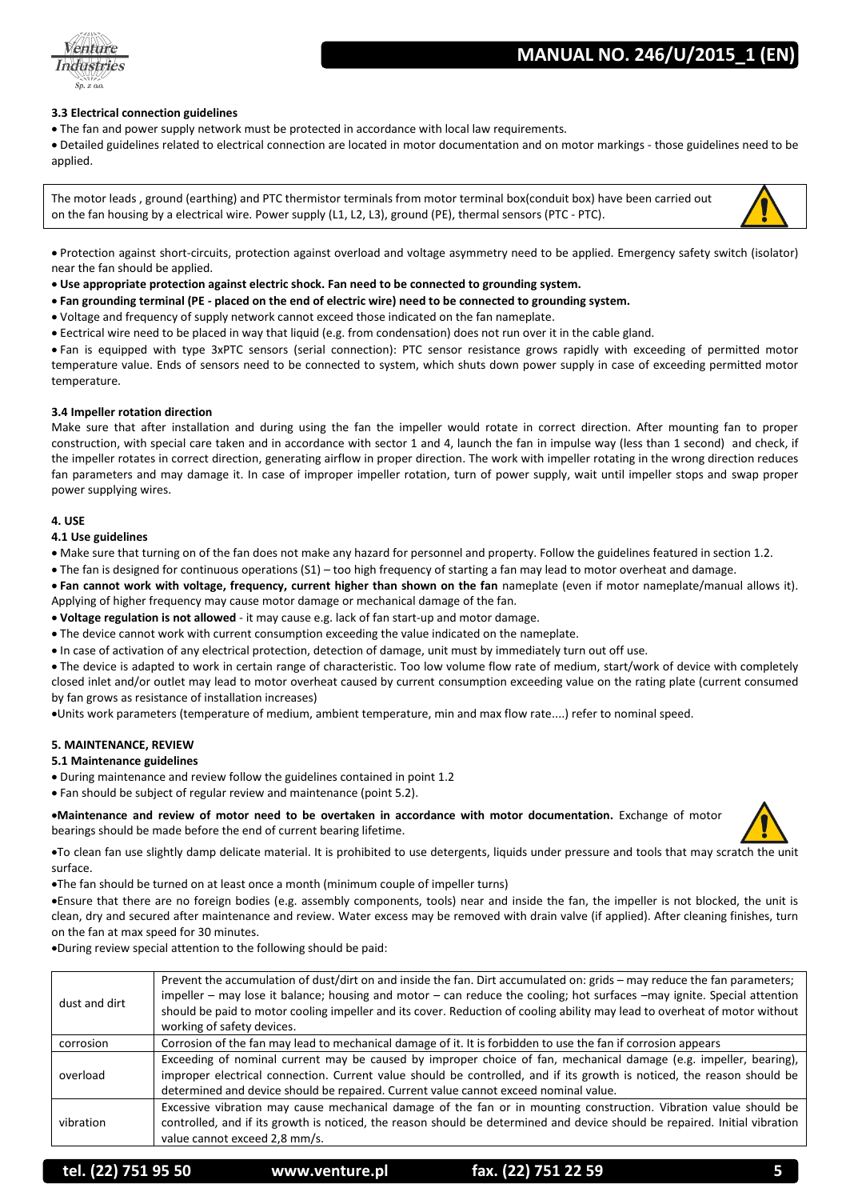### 3.3 Electrical connection guidelines

- The fan and power supply network must be protected in accordance with local law requirements.
- Detailed guidelines related to electrical connection are located in motor documentation and on motor markings - those guidelines need to be applied.

The motor leads , ground (earthing) and PTC thermistor terminals from motor terminal box(conduit box) have been carried out on the fan housing by a electrical wire. Power supply (L1, L2, L3), ground (PE), thermal sensors (PTC - PTC).

- Protection against short-circuits, protection against overload and voltage asymmetry need to be applied. Emergency safety switch (isolator) near the fan should be applied.
- **Use appropriate protection against electric shock. Fan need to be connected to grounding system.**
- **Fan grounding terminal (PE - placed on the end of electric wire) need to be connected to grounding system.**
- Voltage and frequency of supply network cannot exceed those indicated on the fan nameplate.
- Eectrical wire need to be placed in way that liquid (e.g. from condensation) does not run over it in the cable gland.
- Fan is equipped with type 3xPTC sensors (serial connection): PTC sensor resistance grows rapidly with exceeding of permitted motor temperature value. Ends of sensors need to be connected to system, which shuts down power supply in case of exceeding permitted motor temperature.

### 3.4 Impeller rotation direction

Make sure that after installation and during using the fan the impeller would rotate in correct direction. After mounting fan to proper construction, with special care taken and in accordance with sector 1 and 4, launch the fan in impulse way (less than 1 second) and check, if the impeller rotates in correct direction, generating airflow in proper direction. The work with impeller rotating in the wrong direction reduces fan parameters and may damage it. In case of improper impeller rotation, turn of power supply, wait until impeller stops and swap proper power supplying wires.

## 4. USE

### 4.1 Use guidelines

- Make sure that turning on of the fan does not make any hazard for personnel and property. Follow the guidelines featured in section 1.2.
- The fan is designed for continuous operations (S1) – too high frequency of starting a fan may lead to motor overheat and damage.
- **Fan cannot work with voltage, frequency, current higher than shown on the fan** nameplate (even if motor nameplate/manual allows it). Applying of higher frequency may cause motor damage or mechanical damage of the fan.
- **Voltage regulation is not allowed** - it may cause e.g. lack of fan start-up and motor damage.
- The device cannot work with current consumption exceeding the value indicated on the nameplate.
- In case of activation of any electrical protection, detection of damage, unit must by immediately turn out off use.
- The device is adapted to work in certain range of characteristic. Too low volume flow rate of medium, start/work of device with completely closed inlet and/or outlet may lead to motor overheat caused by current consumption exceeding value on the rating plate (current consumed by fan grows as resistance of installation increases)
- Units work parameters (temperature of medium, ambient temperature, min and max flow rate....) refer to nominal speed.

## 5. MAINTENANCE, REVIEW

### 5.1 Maintenance guidelines

- During maintenance and review follow the guidelines contained in point 1.2
- Fan should be subject of regular review and maintenance (point 5.2).
- **Maintenance and review of motor need to be overtaken in accordance with motor documentation.** Exchange of motor bearings should be made before the end of current bearing lifetime.
- To clean fan use slightly damp delicate material. It is prohibited to use detergents, liquids under pressure and tools that may scratch the unit surface.
- The fan should be turned on at least once a month (minimum couple of impeller turns)
- Ensure that there are no foreign bodies (e.g. assembly components, tools) near and inside the fan, the impeller is not blocked, the unit is clean, dry and secured after maintenance and review. Water excess may be removed with drain valve (if applied). After cleaning finishes, turn on the fan at max speed for 30 minutes.
- During review special attention to the following should be paid:

| | |
|---|---|
| dust and dirt | Prevent the accumulation of dust/dirt on and inside the fan. Dirt accumulated on: grids – may reduce the fan parameters; impeller – may lose it balance; housing and motor – can reduce the cooling; hot surfaces –may ignite. Special attention should be paid to motor cooling impeller and its cover. Reduction of cooling ability may lead to overheat of motor without working of safety devices. |
| corrosion | Corrosion of the fan may lead to mechanical damage of it. It is forbidden to use the fan if corrosion appears |
| overload | Exceeding of nominal current may be caused by improper choice of fan, mechanical damage (e.g. impeller, bearing), improper electrical connection. Current value should be controlled, and if its growth is noticed, the reason should be determined and device should be repaired. Current value cannot exceed nominal value. |
| vibration | Excessive vibration may cause mechanical damage of the fan or in mounting construction. Vibration value should be controlled, and if its growth is noticed, the reason should be determined and device should be repaired. Initial vibration value cannot exceed 2,8 mm/s. |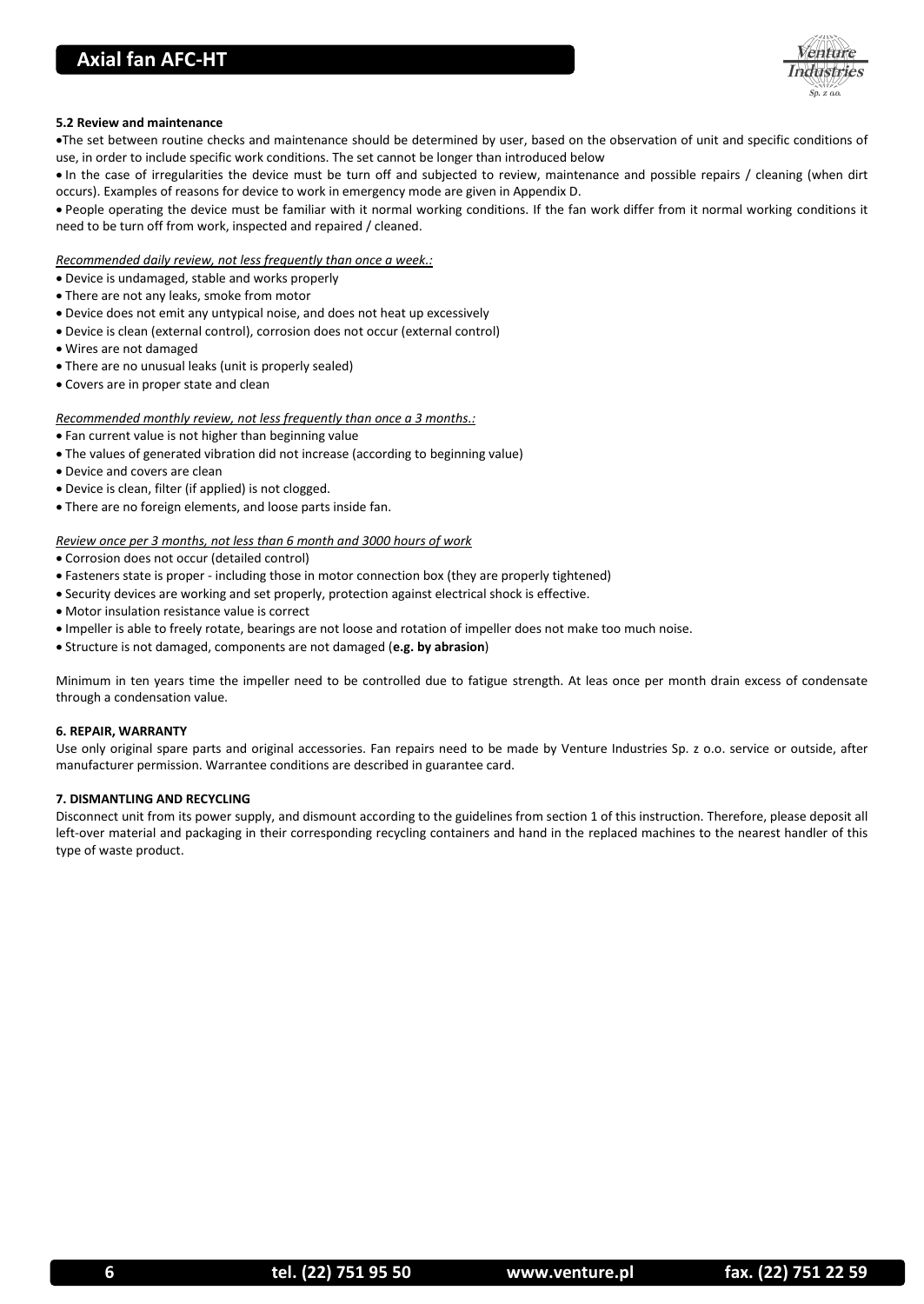### 5.2 Review and maintenance

- The set between routine checks and maintenance should be determined by user, based on the observation of unit and specific conditions of use, in order to include specific work conditions. The set cannot be longer than introduced below
- In the case of irregularities the device must be turn off and subjected to review, maintenance and possible repairs / cleaning (when dirt occurs). Examples of reasons for device to work in emergency mode are given in Appendix D.
- People operating the device must be familiar with it normal working conditions. If the fan work differ from it normal working conditions it need to be turn off from work, inspected and repaired / cleaned.

*Recommended daily review, not less frequently than once a week.:*

- Device is undamaged, stable and works properly
- There are not any leaks, smoke from motor
- Device does not emit any untypical noise, and does not heat up excessively
- Device is clean (external control), corrosion does not occur (external control)
- Wires are not damaged
- There are no unusual leaks (unit is properly sealed)
- Covers are in proper state and clean

*Recommended monthly review, not less frequently than once a 3 months.:*

- Fan current value is not higher than beginning value
- The values of generated vibration did not increase (according to beginning value)
- Device and covers are clean
- Device is clean, filter (if applied) is not clogged.
- There are no foreign elements, and loose parts inside fan.

*Review once per 3 months, not less than 6 month and 3000 hours of work*

- Corrosion does not occur (detailed control)
- Fasteners state is proper - including those in motor connection box (they are properly tightened)
- Security devices are working and set properly, protection against electrical shock is effective.
- Motor insulation resistance value is correct
- Impeller is able to freely rotate, bearings are not loose and rotation of impeller does not make too much noise.
- Structure is not damaged, components are not damaged (**e.g. by abrasion**)

Minimum in ten years time the impeller need to be controlled due to fatigue strength. At leas once per month drain excess of condensate through a condensation value.

### 6. REPAIR, WARRANTY

Use only original spare parts and original accessories. Fan repairs need to be made by Venture Industries Sp. z o.o. service or outside, after manufacturer permission. Warrantee conditions are described in guarantee card.

### 7. DISMANTLING AND RECYCLING

Disconnect unit from its power supply, and dismount according to the guidelines from section 1 of this instruction. Therefore, please deposit all left-over material and packaging in their corresponding recycling containers and hand in the replaced machines to the nearest handler of this type of waste product.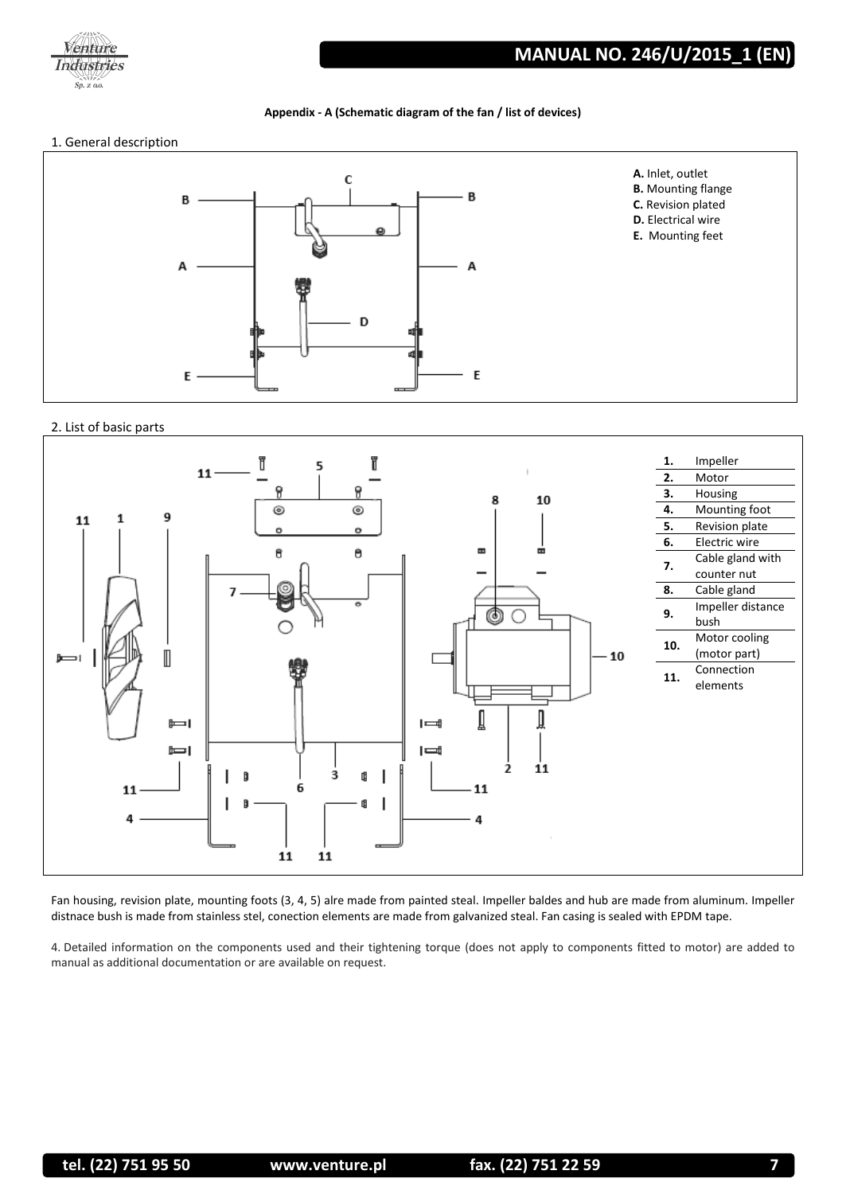**Appendix - A (Schematic diagram of the fan / list of devices)**

1. General description

**A.** Inlet, outlet
**B.** Mounting flange
**C.** Revision plated
**D.** Electrical wire
**E.** Mounting feet

2. List of basic parts

| | |
|---|---|
| **1.** | Impeller |
| **2.** | Motor |
| **3.** | Housing |
| **4.** | Mounting foot |
| **5.** | Revision plate |
| **6.** | Electric wire |
| **7.** | Cable gland with counter nut |
| **8.** | Cable gland |
| **9.** | Impeller distance bush |
| **10.** | Motor cooling (motor part) |
| **11.** | Connection elements |

Fan housing, revision plate, mounting foots (3, 4, 5) alre made from painted steal. Impeller baldes and hub are made from aluminum. Impeller distnace bush is made from stainless stel, conection elements are made from galvanized steal. Fan casing is sealed with EPDM tape.

4. Detailed information on the components used and their tightening torque (does not apply to components fitted to motor) are added to manual as additional documentation or are available on request.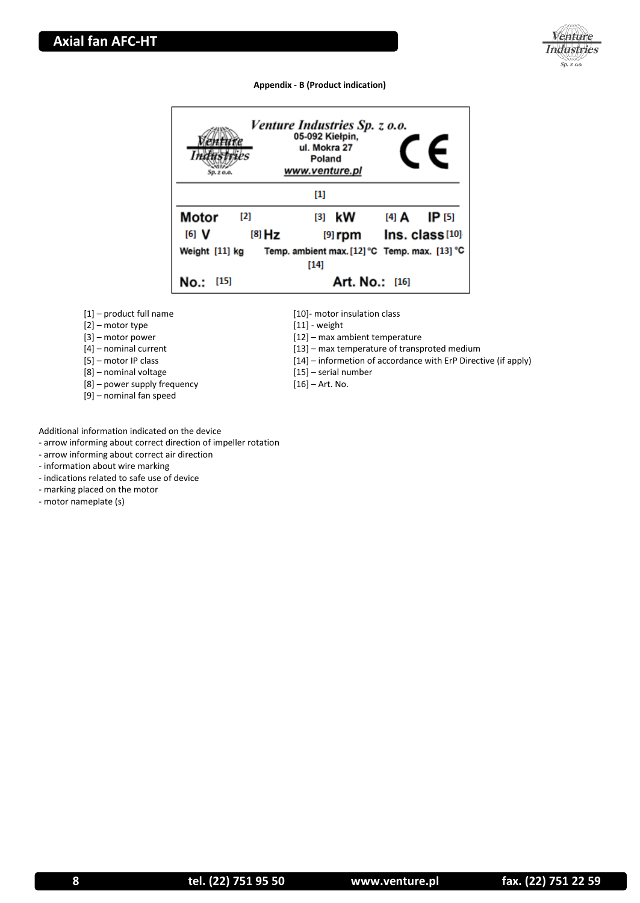**Appendix - B (Product indication)**

| Venture Industries Sp. z o.o. 05-092 Kiełpin, ul. Mokra 27 Poland www.venture.pl | | | CE |
|---|---|---|---|
| [1] | | | |
| Motor [2] | [3] kW | [4] A | IP [5] |
| [6] V | [8] Hz | [9] rpm | Ins. class [10] |
| Weight [11] kg | Temp. ambient max. [12] °C | | Temp. max. [13] °C |
| | [14] | | |
| No.: [15] | Art. No.: [16] | | |

[1] – product full name
[2] – motor type
[3] – motor power
[4] – nominal current
[5] – motor IP class
[8] – nominal voltage
[8] – power supply frequency
[9] – nominal fan speed
[10]- motor insulation class
[11] - weight
[12] – max ambient temperature
[13] – max temperature of transproted medium
[14] – informetion of accordance with ErP Directive (if apply)
[15] – serial number
[16] – Art. No.

Additional information indicated on the device
- arrow informing about correct direction of impeller rotation
- arrow informing about correct air direction
- information about wire marking
- indications related to safe use of device
- marking placed on the motor
- motor nameplate (s)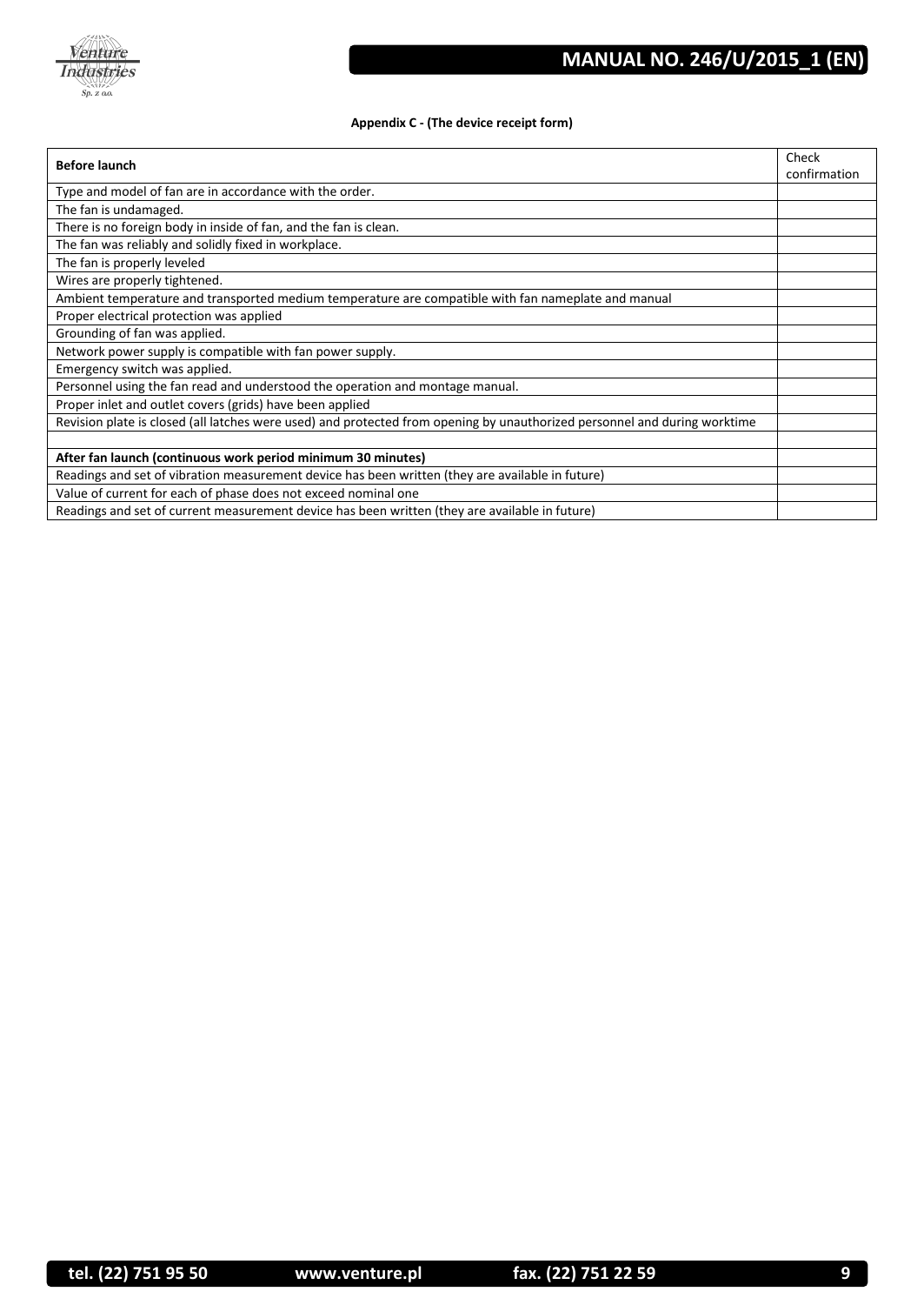**Appendix C - (The device receipt form)**

| **Before launch** | Check confirmation |
|---|---|
| Type and model of fan are in accordance with the order. | |
| The fan is undamaged. | |
| There is no foreign body in inside of fan, and the fan is clean. | |
| The fan was reliably and solidly fixed in workplace. | |
| The fan is properly leveled | |
| Wires are properly tightened. | |
| Ambient temperature and transported medium temperature are compatible with fan nameplate and manual | |
| Proper electrical protection was applied | |
| Grounding of fan was applied. | |
| Network power supply is compatible with fan power supply. | |
| Emergency switch was applied. | |
| Personnel using the fan read and understood the operation and montage manual. | |
| Proper inlet and outlet covers (grids) have been applied | |
| Revision plate is closed (all latches were used) and protected from opening by unauthorized personnel and during worktime | |
| | |
| **After fan launch (continuous work period minimum 30 minutes)** | |
| Readings and set of vibration measurement device has been written (they are available in future) | |
| Value of current for each of phase does not exceed nominal one | |
| Readings and set of current measurement device has been written (they are available in future) | |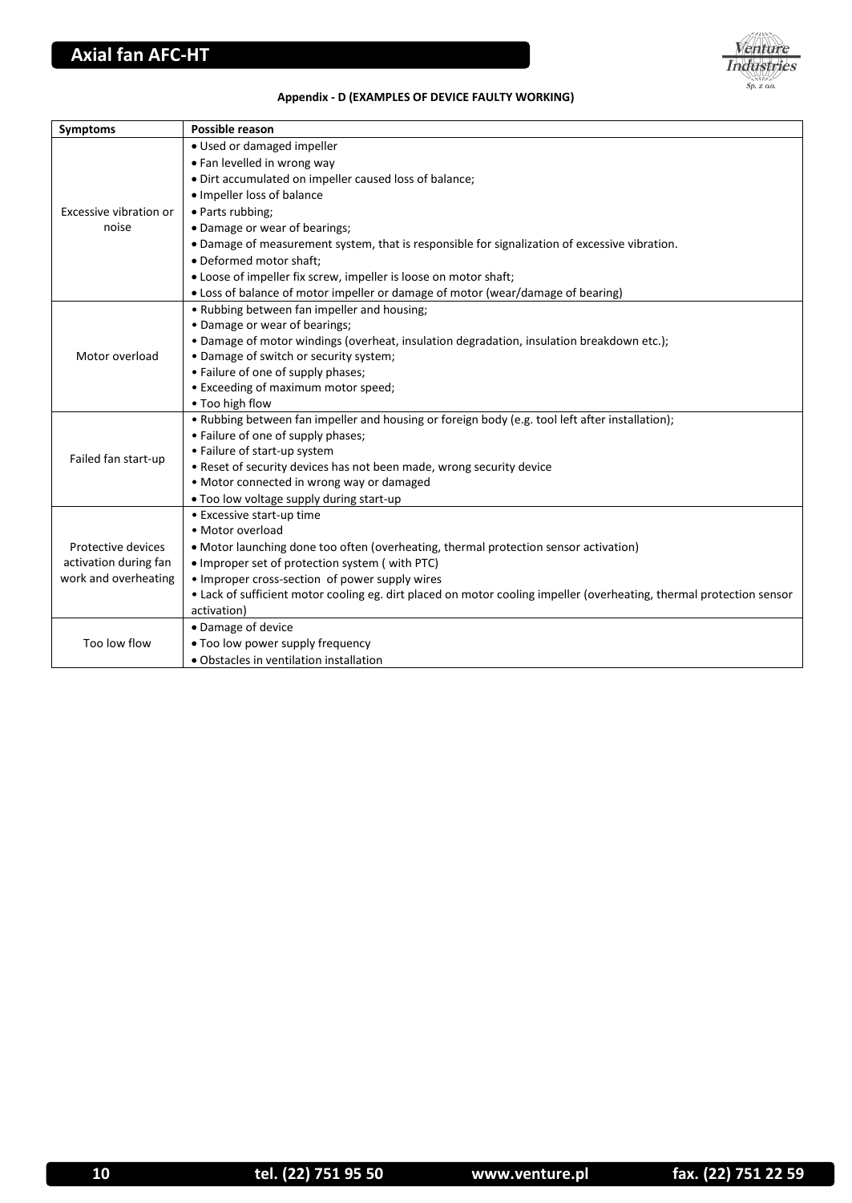## Appendix - D (EXAMPLES OF DEVICE FAULTY WORKING)

| Symptoms | Possible reason |
|---|---|
| Excessive vibration or noise | • Used or damaged impeller<br>• Fan levelled in wrong way<br>• Dirt accumulated on impeller caused loss of balance;<br>• Impeller loss of balance<br>• Parts rubbing;<br>• Damage or wear of bearings;<br>• Damage of measurement system, that is responsible for signalization of excessive vibration.<br>• Deformed motor shaft;<br>• Loose of impeller fix screw, impeller is loose on motor shaft;<br>• Loss of balance of motor impeller or damage of motor (wear/damage of bearing) |
| Motor overload | • Rubbing between fan impeller and housing;<br>• Damage or wear of bearings;<br>• Damage of motor windings (overheat, insulation degradation, insulation breakdown etc.);<br>• Damage of switch or security system;<br>• Failure of one of supply phases;<br>• Exceeding of maximum motor speed;<br>• Too high flow |
| Failed fan start-up | • Rubbing between fan impeller and housing or foreign body (e.g. tool left after installation);<br>• Failure of one of supply phases;<br>• Failure of start-up system<br>• Reset of security devices has not been made, wrong security device<br>• Motor connected in wrong way or damaged<br>• Too low voltage supply during start-up |
| Protective devices activation during fan work and overheating | • Excessive start-up time<br>• Motor overload<br>• Motor launching done too often (overheating, thermal protection sensor activation)<br>• Improper set of protection system ( with PTC)<br>• Improper cross-section of power supply wires<br>• Lack of sufficient motor cooling eg. dirt placed on motor cooling impeller (overheating, thermal protection sensor activation) |
| Too low flow | • Damage of device<br>• Too low power supply frequency<br>• Obstacles in ventilation installation |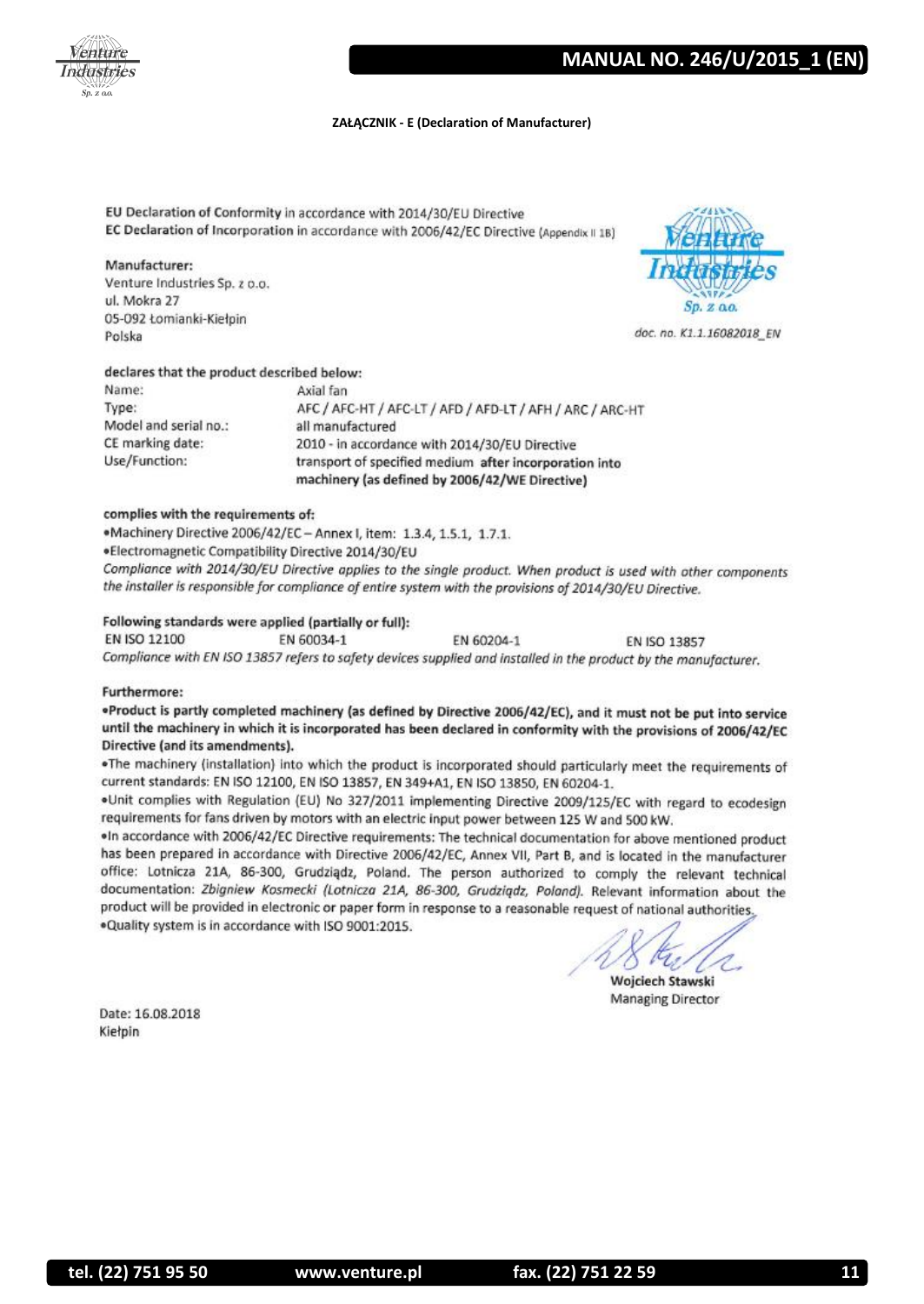**ZAŁĄCZNIK - E (Declaration of Manufacturer)**

EU Declaration of Conformity in accordance with 2014/30/EU Directive
EC Declaration of Incorporation in accordance with 2006/42/EC Directive (Appendix II 1B)

Manufacturer:
Venture Industries Sp. z o.o.
ul. Mokra 27
05-092 Łomianki-Kiełpin
Polska

*doc. no. K1.1.16082018_EN*

declares that the product described below:

| | |
|---|---|
| Name: | Axial fan |
| Type: | AFC / AFC-HT / AFC-LT / AFD / AFD-LT / AFH / ARC / ARC-HT |
| Model and serial no.: | all manufactured |
| CE marking date: | 2010 - in accordance with 2014/30/EU Directive |
| Use/Function: | transport of specified medium **after incorporation into machinery (as defined by 2006/42/WE Directive)** |

complies with the requirements of:

- Machinery Directive 2006/42/EC – Annex I, item: 1.3.4, 1.5.1, 1.7.1.
- Electromagnetic Compatibility Directive 2014/30/EU

*Compliance with 2014/30/EU Directive applies to the single product. When product is used with other components the installer is responsible for compliance of entire system with the provisions of 2014/30/EU Directive.*

**Following standards were applied (partially or full):**

EN ISO 12100 EN 60034-1 EN 60204-1 EN ISO 13857

*Compliance with EN ISO 13857 refers to safety devices supplied and installed in the product by the manufacturer.*

**Furthermore:**

- **Product is partly completed machinery (as defined by Directive 2006/42/EC), and it must not be put into service until the machinery in which it is incorporated has been declared in conformity with the provisions of 2006/42/EC Directive (and its amendments).**
- The machinery (installation) into which the product is incorporated should particularly meet the requirements of current standards: EN ISO 12100, EN ISO 13857, EN 349+A1, EN ISO 13850, EN 60204-1.
- Unit complies with Regulation (EU) No 327/2011 implementing Directive 2009/125/EC with regard to ecodesign requirements for fans driven by motors with an electric input power between 125 W and 500 kW.
- In accordance with 2006/42/EC Directive requirements: The technical documentation for above mentioned product has been prepared in accordance with Directive 2006/42/EC, Annex VII, Part B, and is located in the manufacturer office: Lotnicza 21A, 86-300, Grudziądz, Poland. The person authorized to comply the relevant technical documentation: *Zbigniew Kosmecki (Lotnicza 21A, 86-300, Grudziądz, Poland)*. Relevant information about the product will be provided in electronic or paper form in response to a reasonable request of national authorities.
- Quality system is in accordance with ISO 9001:2015.

Wojciech Stawski
Managing Director

Date: 16.08.2018
Kiełpin